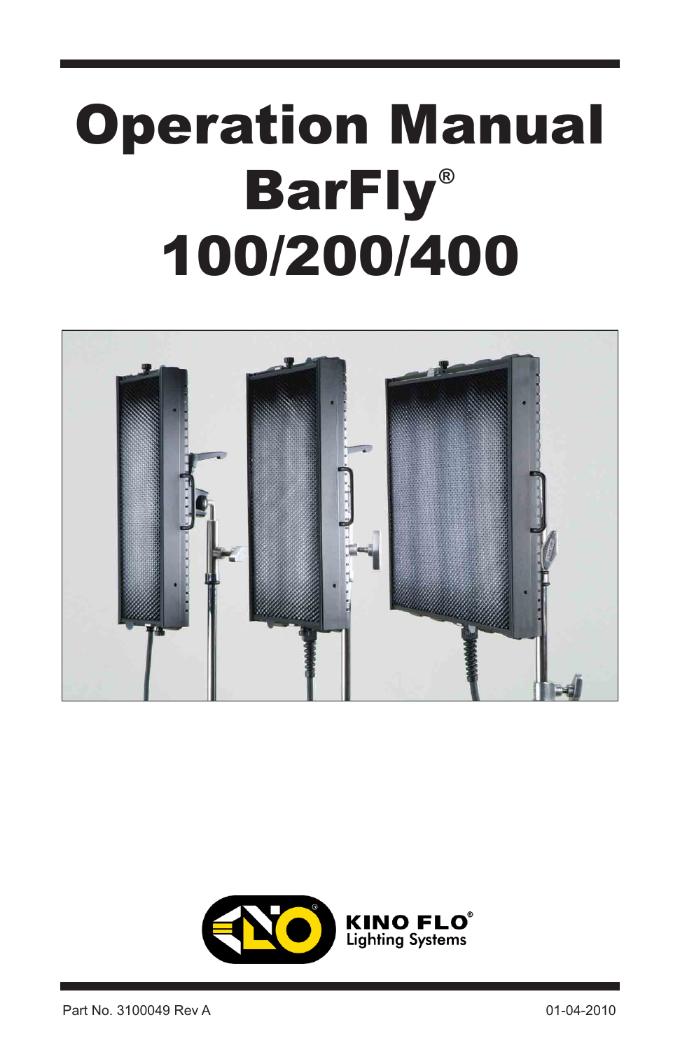# Operation Manual BarFly® 100/200/400

KINO FLO®
Lighting Systems

Part No. 3100049 Rev A

01-04-2010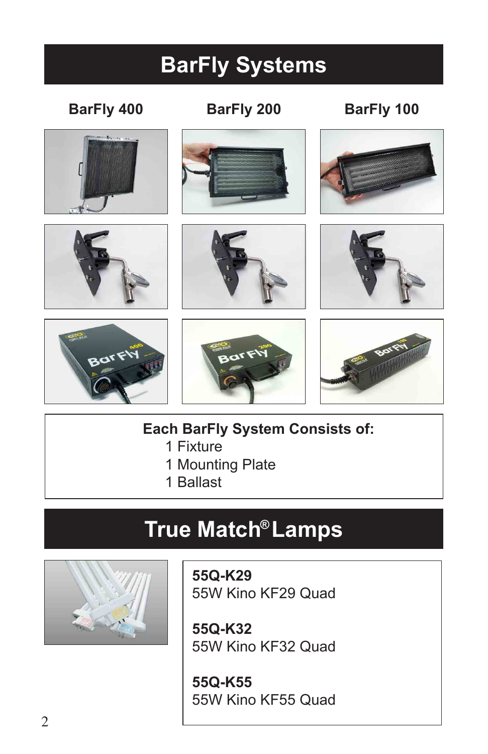# BarFly Systems

**BarFly 400** | **BarFly 200** | **BarFly 100**

**Each BarFly System Consists of:**

1 Fixture
1 Mounting Plate
1 Ballast

# True Match® Lamps

**55Q-K29**
55W Kino KF29 Quad

**55Q-K32**
55W Kino KF32 Quad

**55Q-K55**
55W Kino KF55 Quad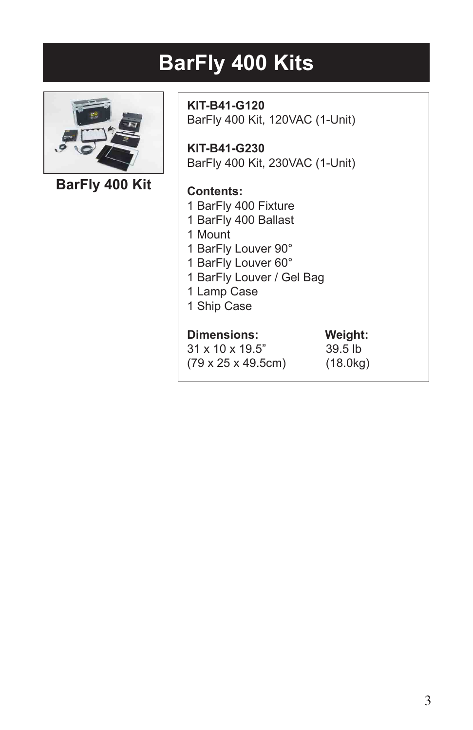# BarFly 400 Kits

**BarFly 400 Kit**

**KIT-B41-G120**
BarFly 400 Kit, 120VAC (1-Unit)

**KIT-B41-G230**
BarFly 400 Kit, 230VAC (1-Unit)

**Contents:**
1 BarFly 400 Fixture
1 BarFly 400 Ballast
1 Mount
1 BarFly Louver 90°
1 BarFly Louver 60°
1 BarFly Louver / Gel Bag
1 Lamp Case
1 Ship Case

| **Dimensions:** | **Weight:** |
|---|---|
| 31 x 10 x 19.5” | 39.5 lb |
| (79 x 25 x 49.5cm) | (18.0kg) |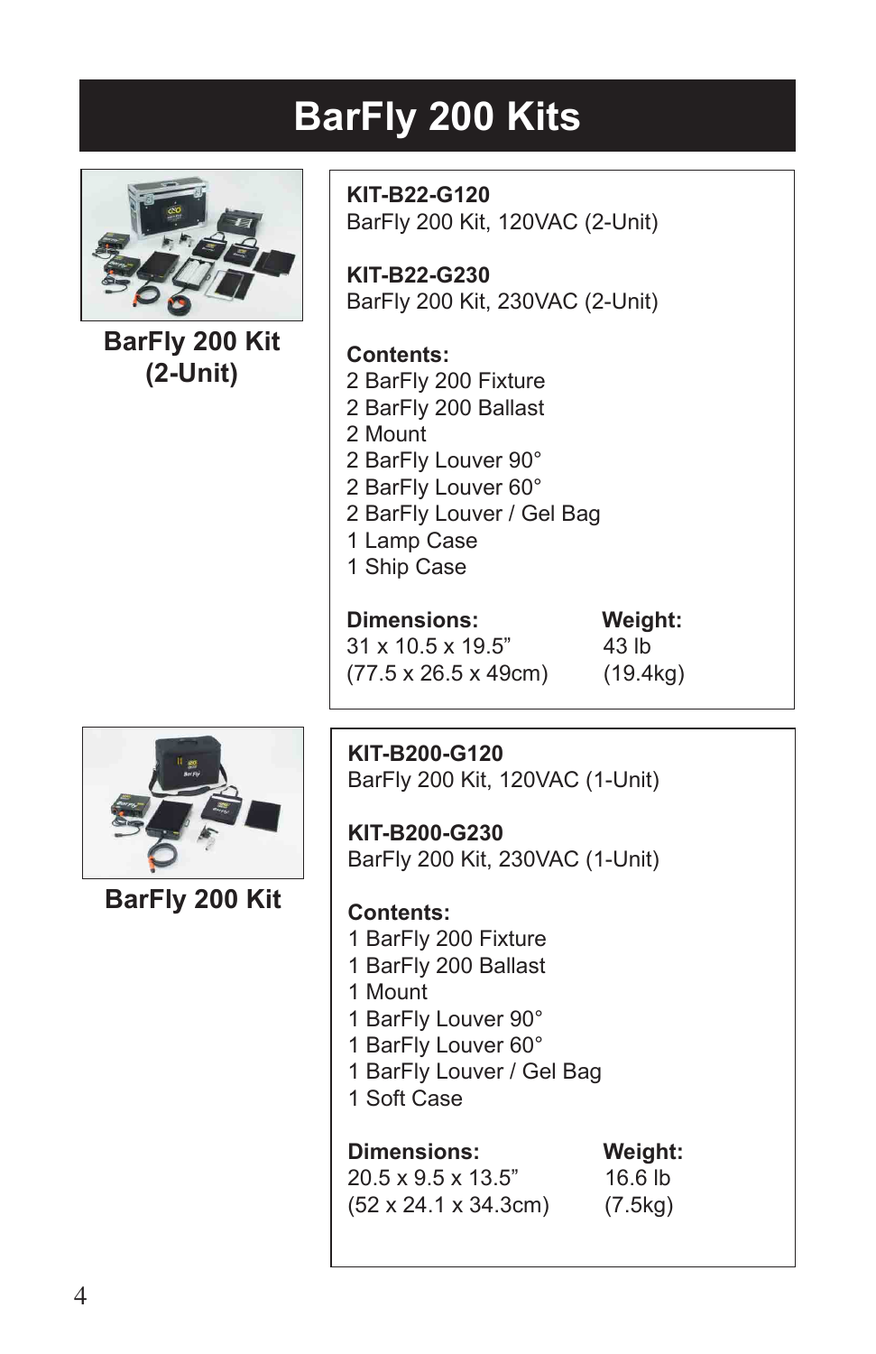# BarFly 200 Kits

**BarFly 200 Kit (2-Unit)**

**KIT-B22-G120**
BarFly 200 Kit, 120VAC (2-Unit)

**KIT-B22-G230**
BarFly 200 Kit, 230VAC (2-Unit)

**Contents:**
2 BarFly 200 Fixture
2 BarFly 200 Ballast
2 Mount
2 BarFly Louver 90°
2 BarFly Louver 60°
2 BarFly Louver / Gel Bag
1 Lamp Case
1 Ship Case

| **Dimensions:** | **Weight:** |
|---|---|
| 31 x 10.5 x 19.5" | 43 lb |
| (77.5 x 26.5 x 49cm) | (19.4kg) |

**BarFly 200 Kit**

**KIT-B200-G120**
BarFly 200 Kit, 120VAC (1-Unit)

**KIT-B200-G230**
BarFly 200 Kit, 230VAC (1-Unit)

**Contents:**
1 BarFly 200 Fixture
1 BarFly 200 Ballast
1 Mount
1 BarFly Louver 90°
1 BarFly Louver 60°
1 BarFly Louver / Gel Bag
1 Soft Case

| **Dimensions:** | **Weight:** |
|---|---|
| 20.5 x 9.5 x 13.5" | 16.6 lb |
| (52 x 24.1 x 34.3cm) | (7.5kg) |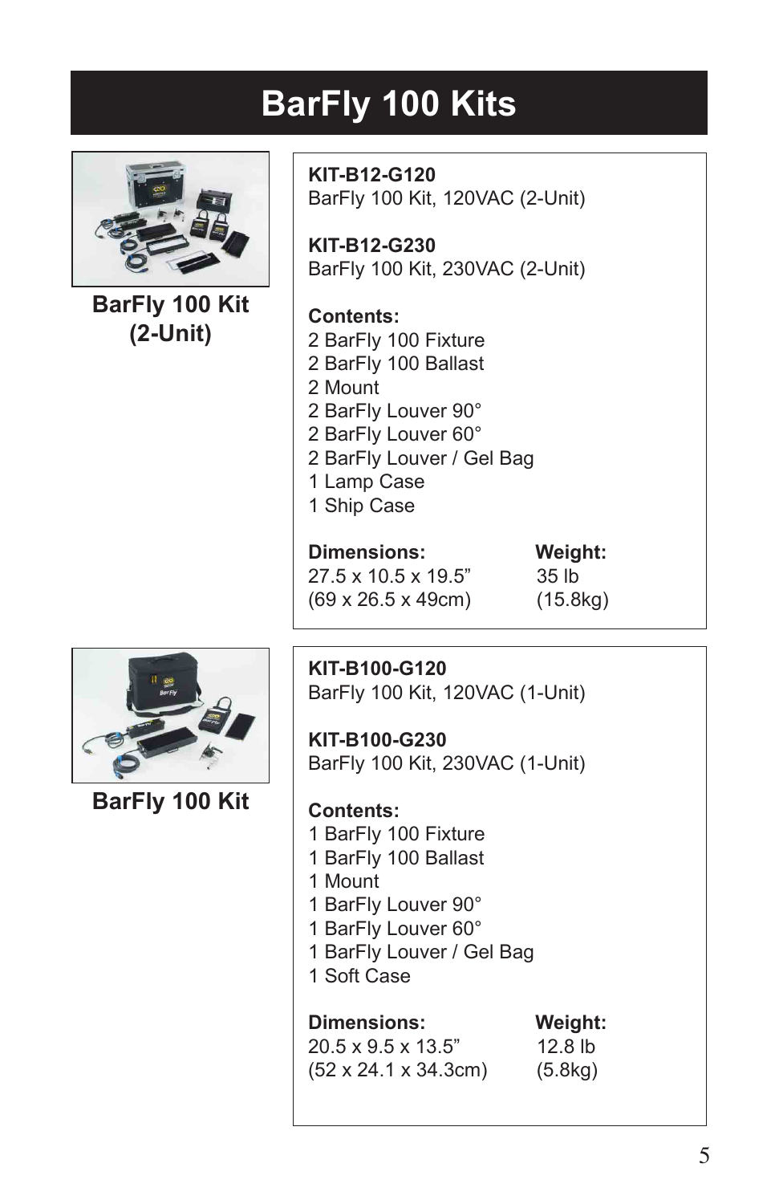# BarFly 100 Kits

**BarFly 100 Kit (2-Unit)**

**KIT-B12-G120**
BarFly 100 Kit, 120VAC (2-Unit)

**KIT-B12-G230**
BarFly 100 Kit, 230VAC (2-Unit)

**Contents:**
2 BarFly 100 Fixture
2 BarFly 100 Ballast
2 Mount
2 BarFly Louver 90°
2 BarFly Louver 60°
2 BarFly Louver / Gel Bag
1 Lamp Case
1 Ship Case

| Dimensions: | Weight: |
| --- | --- |
| 27.5 x 10.5 x 19.5” | 35 lb |
| (69 x 26.5 x 49cm) | (15.8kg) |

**BarFly 100 Kit**

**KIT-B100-G120**
BarFly 100 Kit, 120VAC (1-Unit)

**KIT-B100-G230**
BarFly 100 Kit, 230VAC (1-Unit)

**Contents:**
1 BarFly 100 Fixture
1 BarFly 100 Ballast
1 Mount
1 BarFly Louver 90°
1 BarFly Louver 60°
1 BarFly Louver / Gel Bag
1 Soft Case

| Dimensions: | Weight: |
| --- | --- |
| 20.5 x 9.5 x 13.5” | 12.8 lb |
| (52 x 24.1 x 34.3cm) | (5.8kg) |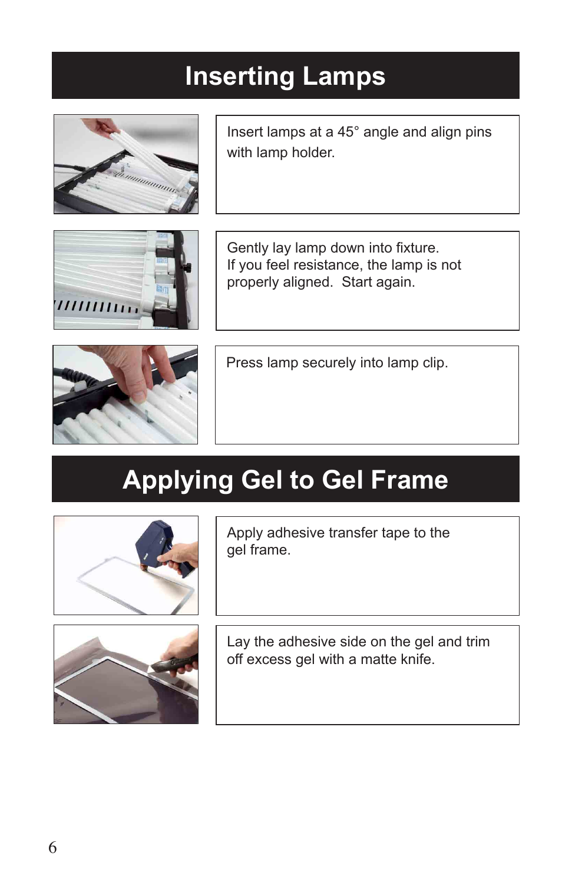# Inserting Lamps

Insert lamps at a 45° angle and align pins with lamp holder.

Gently lay lamp down into fixture.
If you feel resistance, the lamp is not properly aligned. Start again.

Press lamp securely into lamp clip.

# Applying Gel to Gel Frame

Apply adhesive transfer tape to the gel frame.

Lay the adhesive side on the gel and trim off excess gel with a matte knife.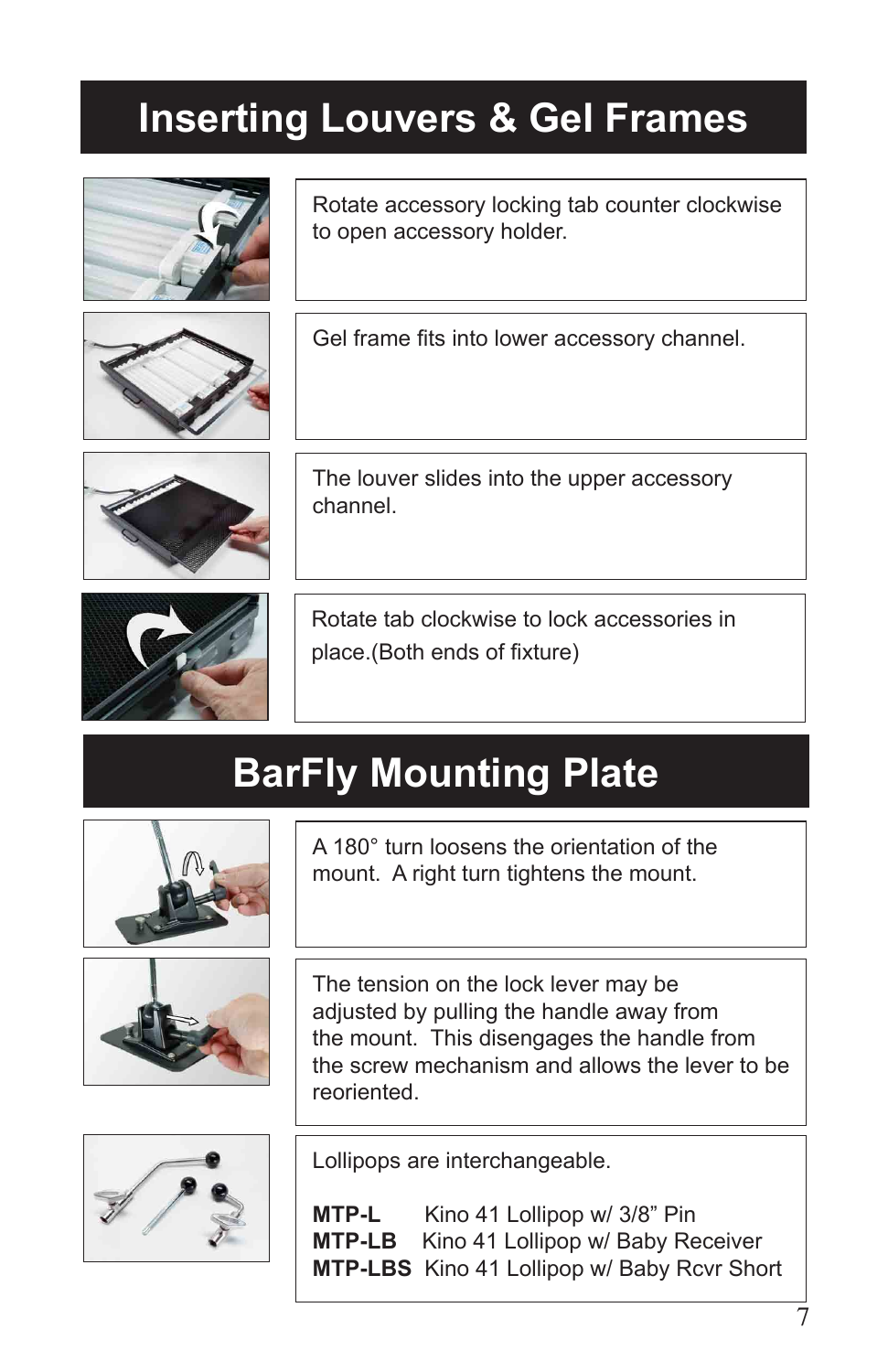# Inserting Louvers & Gel Frames

Rotate accessory locking tab counter clockwise to open accessory holder.

Gel frame fits into lower accessory channel.

The louver slides into the upper accessory channel.

Rotate tab clockwise to lock accessories in place.(Both ends of fixture)

# BarFly Mounting Plate

A 180° turn loosens the orientation of the mount. A right turn tightens the mount.

The tension on the lock lever may be adjusted by pulling the handle away from the mount. This disengages the handle from the screw mechanism and allows the lever to be reoriented.

Lollipops are interchangeable.

**MTP-L** Kino 41 Lollipop w/ 3/8" Pin
**MTP-LB** Kino 41 Lollipop w/ Baby Receiver
**MTP-LBS** Kino 41 Lollipop w/ Baby Rcvr Short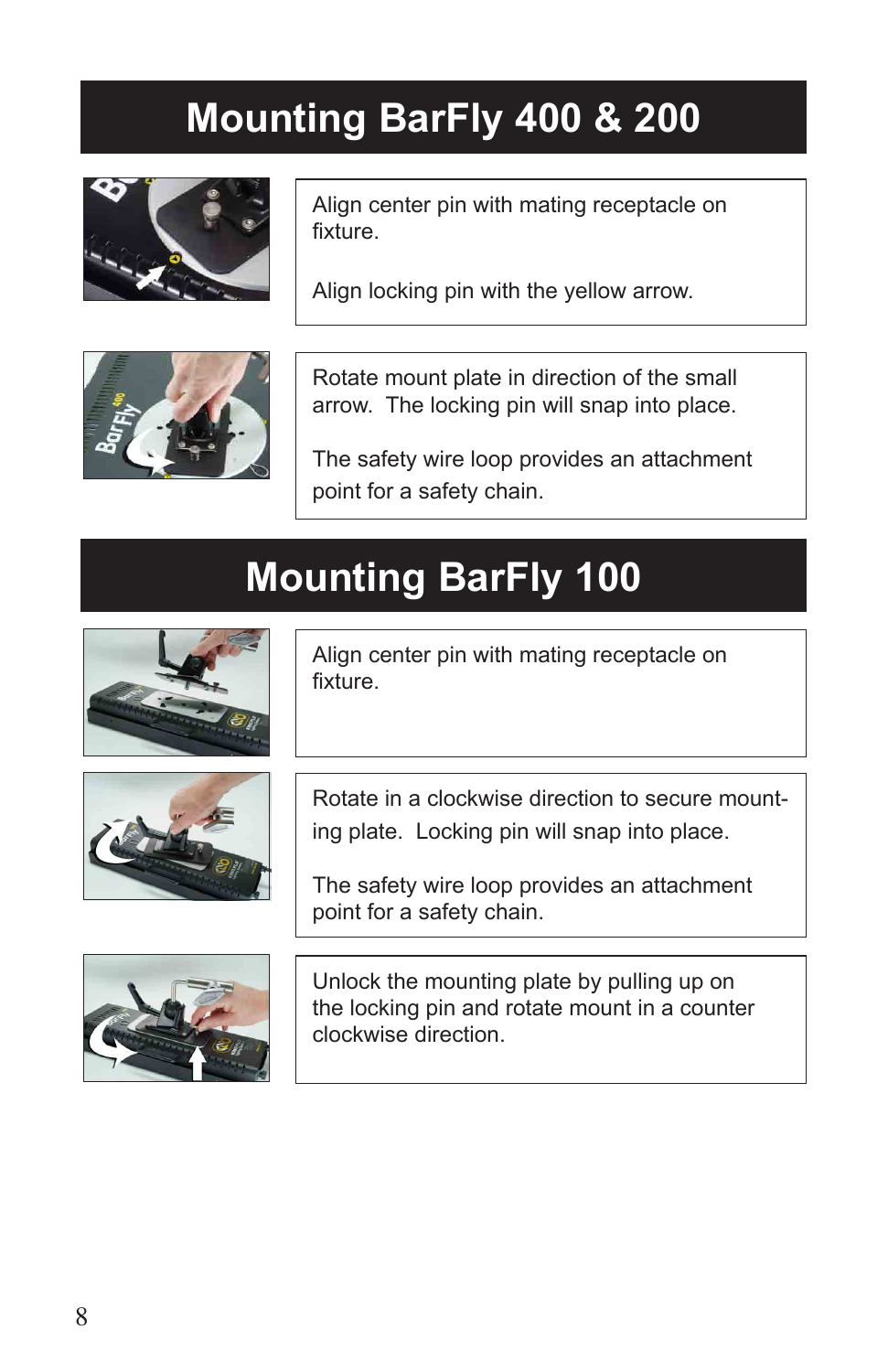# Mounting BarFly 400 & 200

Align center pin with mating receptacle on fixture.

Align locking pin with the yellow arrow.

Rotate mount plate in direction of the small arrow. The locking pin will snap into place.

The safety wire loop provides an attachment point for a safety chain.

# Mounting BarFly 100

Align center pin with mating receptacle on fixture.

Rotate in a clockwise direction to secure mounting plate. Locking pin will snap into place.

The safety wire loop provides an attachment point for a safety chain.

Unlock the mounting plate by pulling up on the locking pin and rotate mount in a counter clockwise direction.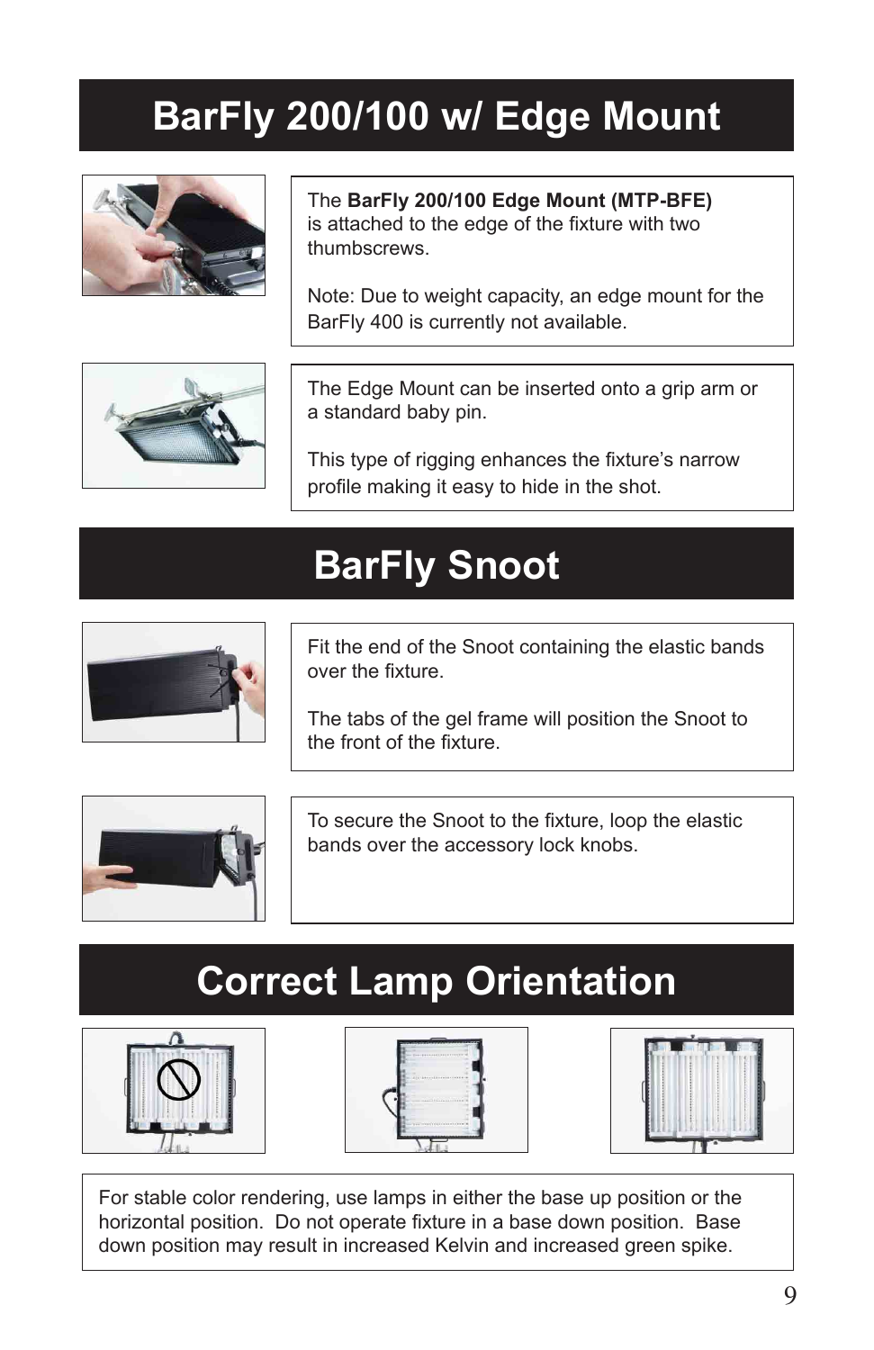# BarFly 200/100 w/ Edge Mount

The **BarFly 200/100 Edge Mount (MTP-BFE)** is attached to the edge of the fixture with two thumbscrews.

Note: Due to weight capacity, an edge mount for the BarFly 400 is currently not available.

The Edge Mount can be inserted onto a grip arm or a standard baby pin.

This type of rigging enhances the fixture's narrow profile making it easy to hide in the shot.

# BarFly Snoot

Fit the end of the Snoot containing the elastic bands over the fixture.

The tabs of the gel frame will position the Snoot to the front of the fixture.

To secure the Snoot to the fixture, loop the elastic bands over the accessory lock knobs.

# Correct Lamp Orientation

For stable color rendering, use lamps in either the base up position or the horizontal position. Do not operate fixture in a base down position. Base down position may result in increased Kelvin and increased green spike.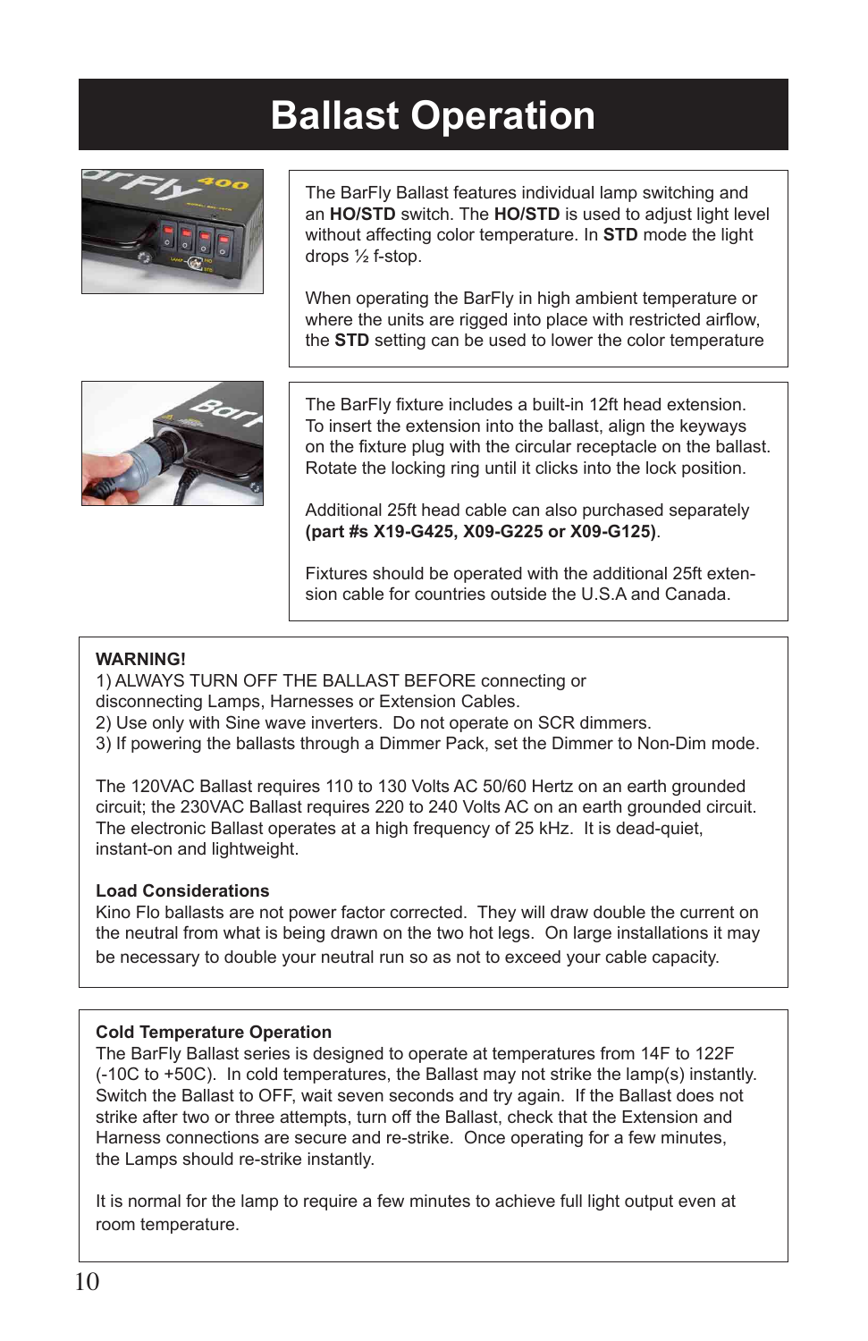# Ballast Operation

The BarFly Ballast features individual lamp switching and an **HO/STD** switch. The **HO/STD** is used to adjust light level without affecting color temperature. In **STD** mode the light drops ½ f-stop.

When operating the BarFly in high ambient temperature or where the units are rigged into place with restricted airflow, the **STD** setting can be used to lower the color temperature

The BarFly fixture includes a built-in 12ft head extension. To insert the extension into the ballast, align the keyways on the fixture plug with the circular receptacle on the ballast. Rotate the locking ring until it clicks into the lock position.

Additional 25ft head cable can also purchased separately **(part #s X19-G425, X09-G225 or X09-G125)**.

Fixtures should be operated with the additional 25ft extension cable for countries outside the U.S.A and Canada.

**WARNING!**

1) ALWAYS TURN OFF THE BALLAST BEFORE connecting or disconnecting Lamps, Harnesses or Extension Cables.
2) Use only with Sine wave inverters. Do not operate on SCR dimmers.
3) If powering the ballasts through a Dimmer Pack, set the Dimmer to Non-Dim mode.

The 120VAC Ballast requires 110 to 130 Volts AC 50/60 Hertz on an earth grounded circuit; the 230VAC Ballast requires 220 to 240 Volts AC on an earth grounded circuit. The electronic Ballast operates at a high frequency of 25 kHz. It is dead-quiet, instant-on and lightweight.

**Load Considerations**

Kino Flo ballasts are not power factor corrected. They will draw double the current on the neutral from what is being drawn on the two hot legs. On large installations it may be necessary to double your neutral run so as not to exceed your cable capacity.

**Cold Temperature Operation**

The BarFly Ballast series is designed to operate at temperatures from 14F to 122F (-10C to +50C). In cold temperatures, the Ballast may not strike the lamp(s) instantly. Switch the Ballast to OFF, wait seven seconds and try again. If the Ballast does not strike after two or three attempts, turn off the Ballast, check that the Extension and Harness connections are secure and re-strike. Once operating for a few minutes, the Lamps should re-strike instantly.

It is normal for the lamp to require a few minutes to achieve full light output even at room temperature.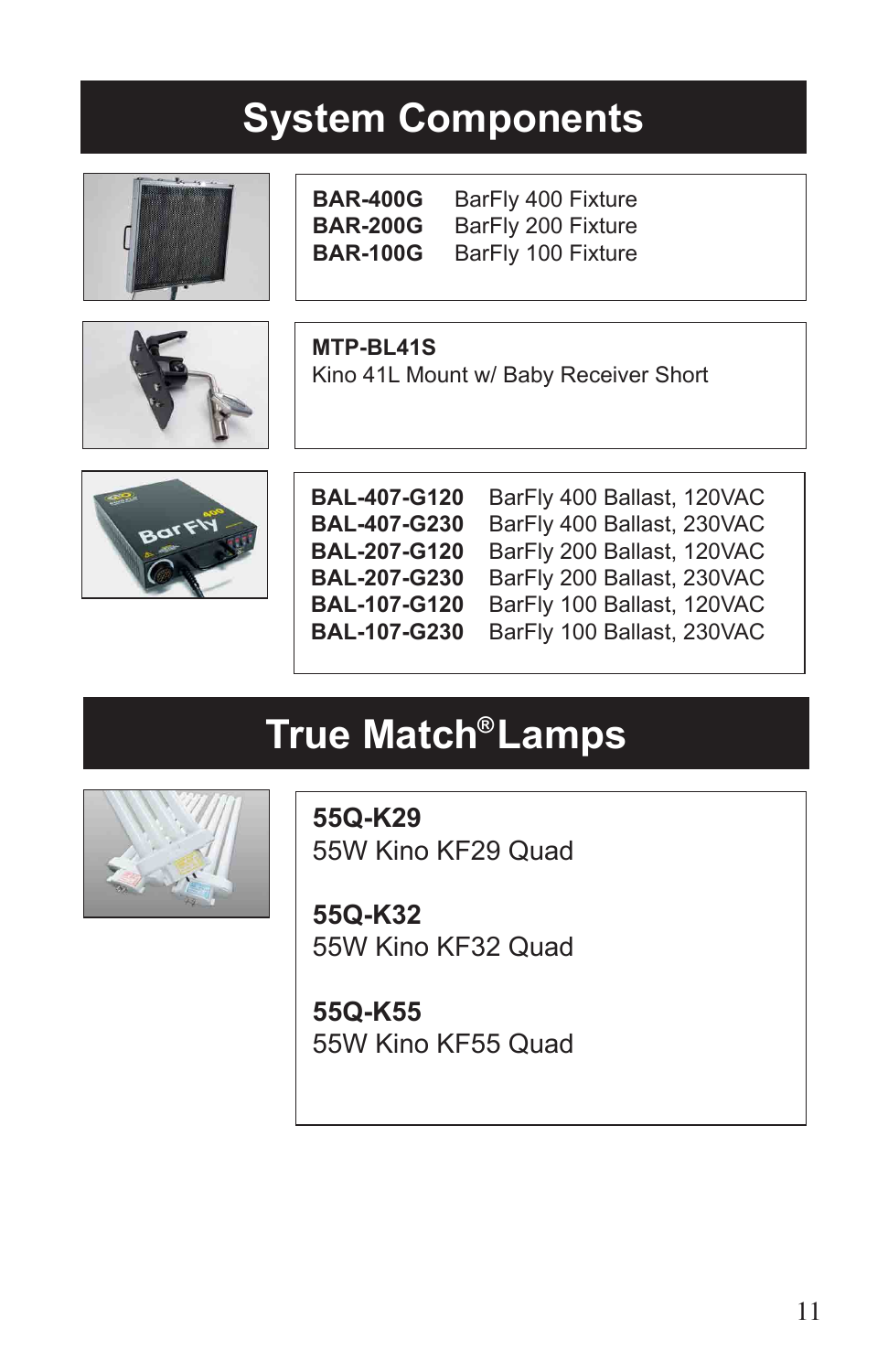# System Components

| | |
|---|---|
| **BAR-400G** | BarFly 400 Fixture |
| **BAR-200G** | BarFly 200 Fixture |
| **BAR-100G** | BarFly 100 Fixture |

**MTP-BL41S**
Kino 41L Mount w/ Baby Receiver Short

| | |
|---|---|
| **BAL-407-G120** | BarFly 400 Ballast, 120VAC |
| **BAL-407-G230** | BarFly 400 Ballast, 230VAC |
| **BAL-207-G120** | BarFly 200 Ballast, 120VAC |
| **BAL-207-G230** | BarFly 200 Ballast, 230VAC |
| **BAL-107-G120** | BarFly 100 Ballast, 120VAC |
| **BAL-107-G230** | BarFly 100 Ballast, 230VAC |

# True Match® Lamps

**55Q-K29**
55W Kino KF29 Quad

**55Q-K32**
55W Kino KF32 Quad

**55Q-K55**
55W Kino KF55 Quad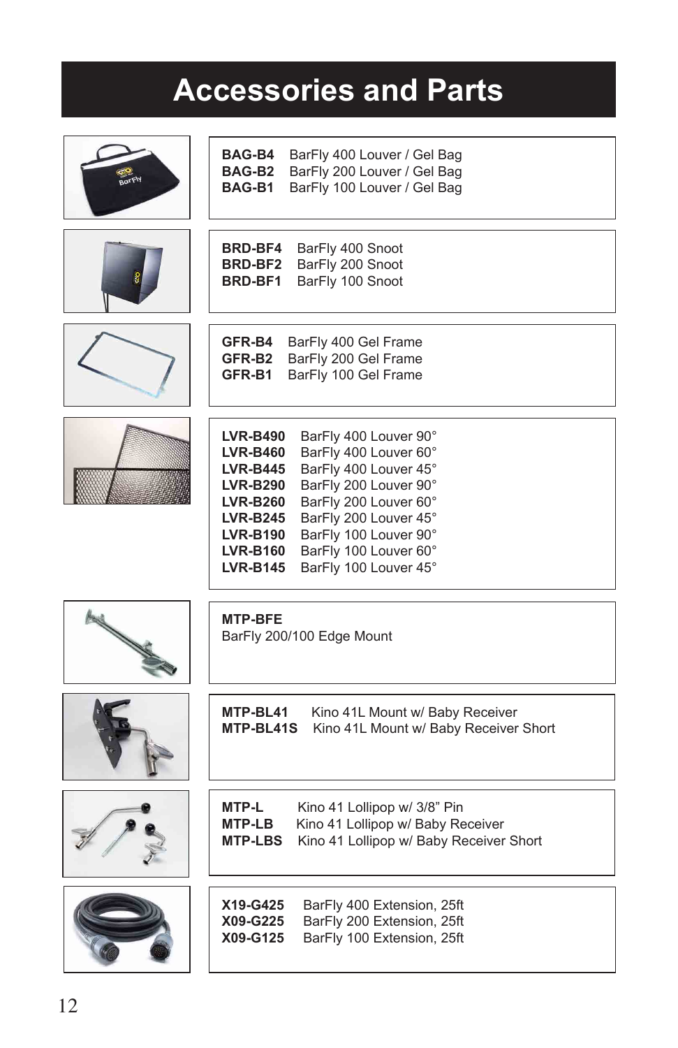# Accessories and Parts

**BAG-B4** BarFly 400 Louver / Gel Bag
**BAG-B2** BarFly 200 Louver / Gel Bag
**BAG-B1** BarFly 100 Louver / Gel Bag

**BRD-BF4** BarFly 400 Snoot
**BRD-BF2** BarFly 200 Snoot
**BRD-BF1** BarFly 100 Snoot

**GFR-B4** BarFly 400 Gel Frame
**GFR-B2** BarFly 200 Gel Frame
**GFR-B1** BarFly 100 Gel Frame

**LVR-B490** BarFly 400 Louver 90°
**LVR-B460** BarFly 400 Louver 60°
**LVR-B445** BarFly 400 Louver 45°
**LVR-B290** BarFly 200 Louver 90°
**LVR-B260** BarFly 200 Louver 60°
**LVR-B245** BarFly 200 Louver 45°
**LVR-B190** BarFly 100 Louver 90°
**LVR-B160** BarFly 100 Louver 60°
**LVR-B145** BarFly 100 Louver 45°

**MTP-BFE**
BarFly 200/100 Edge Mount

**MTP-BL41** Kino 41L Mount w/ Baby Receiver
**MTP-BL41S** Kino 41L Mount w/ Baby Receiver Short

**MTP-L** Kino 41 Lollipop w/ 3/8" Pin
**MTP-LB** Kino 41 Lollipop w/ Baby Receiver
**MTP-LBS** Kino 41 Lollipop w/ Baby Receiver Short

**X19-G425** BarFly 400 Extension, 25ft
**X09-G225** BarFly 200 Extension, 25ft
**X09-G125** BarFly 100 Extension, 25ft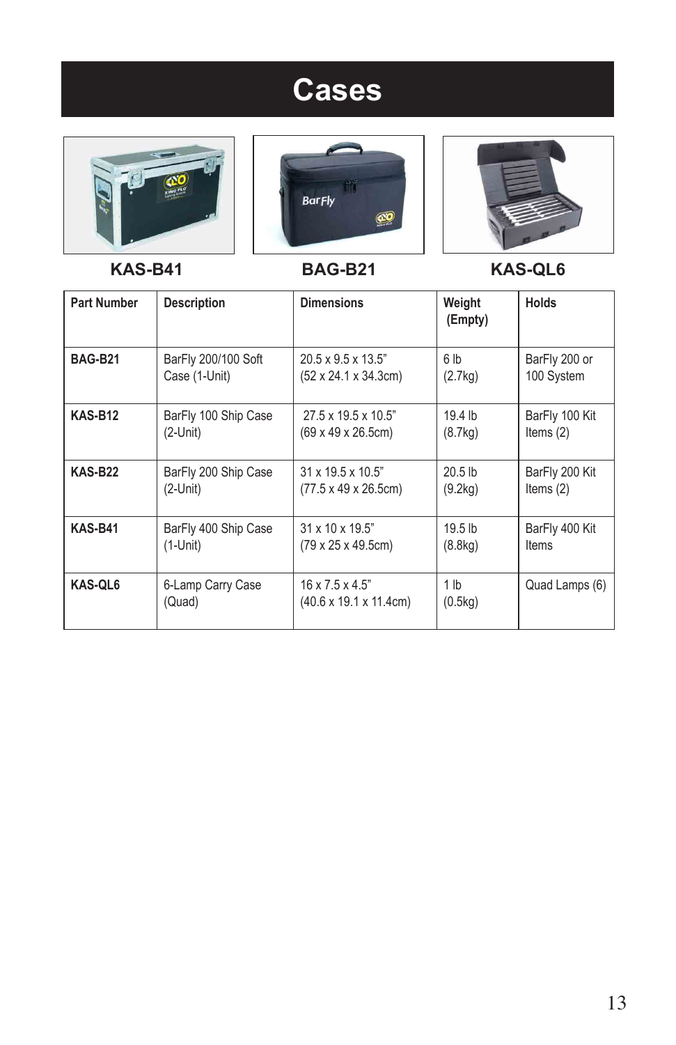# Cases

KAS-B41 BAG-B21 KAS-QL6

| Part Number | Description | Dimensions | Weight (Empty) | Holds |
|---|---|---|---|---|
| **BAG-B21** | BarFly 200/100 Soft Case (1-Unit) | 20.5 x 9.5 x 13.5" (52 x 24.1 x 34.3cm) | 6 lb (2.7kg) | BarFly 200 or 100 System |
| **KAS-B12** | BarFly 100 Ship Case (2-Unit) | 27.5 x 19.5 x 10.5" (69 x 49 x 26.5cm) | 19.4 lb (8.7kg) | BarFly 100 Kit Items (2) |
| **KAS-B22** | BarFly 200 Ship Case (2-Unit) | 31 x 19.5 x 10.5" (77.5 x 49 x 26.5cm) | 20.5 lb (9.2kg) | BarFly 200 Kit Items (2) |
| **KAS-B41** | BarFly 400 Ship Case (1-Unit) | 31 x 10 x 19.5" (79 x 25 x 49.5cm) | 19.5 lb (8.8kg) | BarFly 400 Kit Items |
| **KAS-QL6** | 6-Lamp Carry Case (Quad) | 16 x 7.5 x 4.5" (40.6 x 19.1 x 11.4cm) | 1 lb (0.5kg) | Quad Lamps (6) |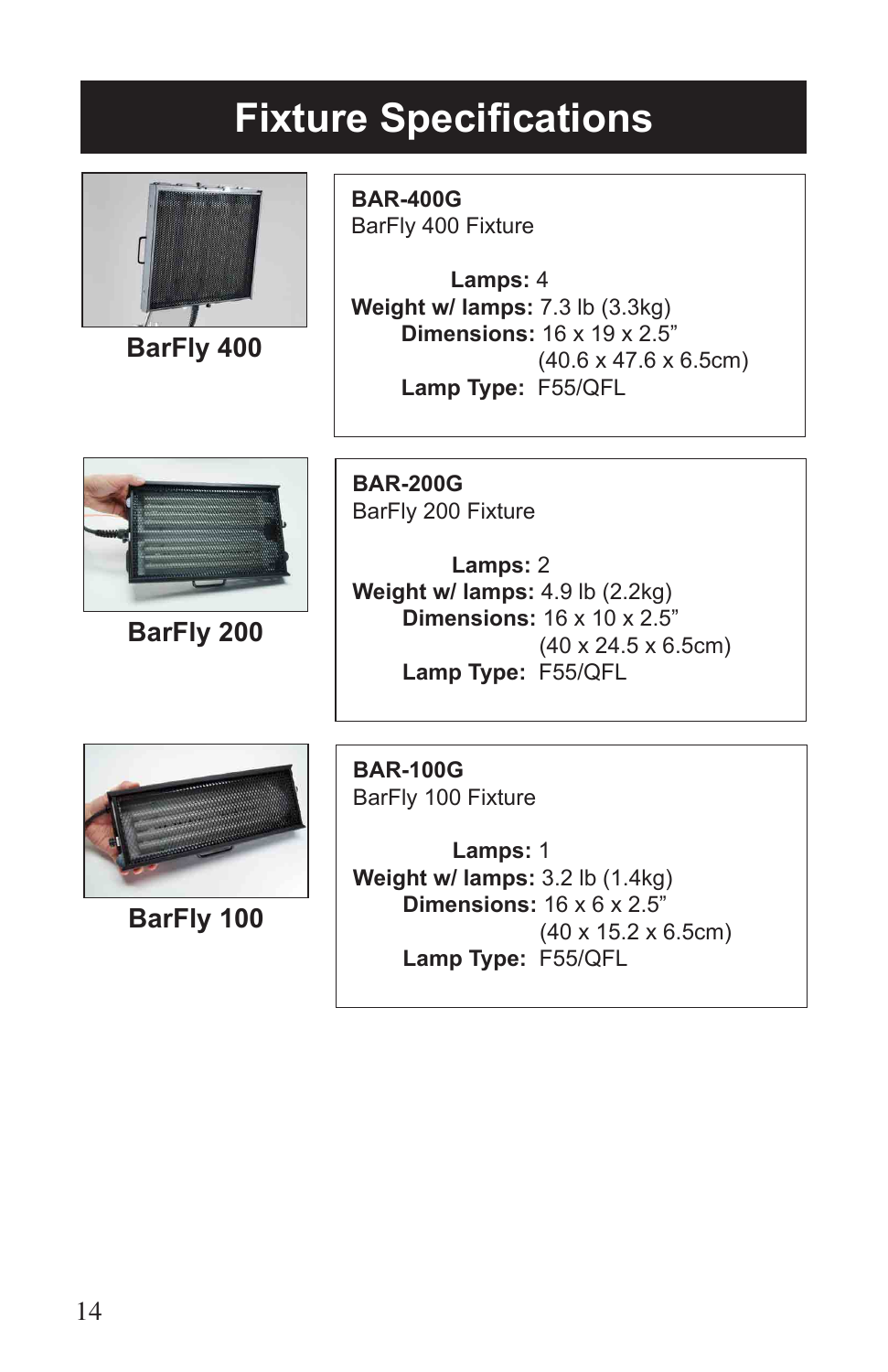# Fixture Specifications

**BarFly 400**

**BAR-400G**
BarFly 400 Fixture

**Lamps:** 4
**Weight w/ lamps:** 7.3 lb (3.3kg)
**Dimensions:** 16 x 19 x 2.5”
(40.6 x 47.6 x 6.5cm)
**Lamp Type:** F55/QFL

**BarFly 200**

**BAR-200G**
BarFly 200 Fixture

**Lamps:** 2
**Weight w/ lamps:** 4.9 lb (2.2kg)
**Dimensions:** 16 x 10 x 2.5”
(40 x 24.5 x 6.5cm)
**Lamp Type:** F55/QFL

**BarFly 100**

**BAR-100G**
BarFly 100 Fixture

**Lamps:** 1
**Weight w/ lamps:** 3.2 lb (1.4kg)
**Dimensions:** 16 x 6 x 2.5”
(40 x 15.2 x 6.5cm)
**Lamp Type:** F55/QFL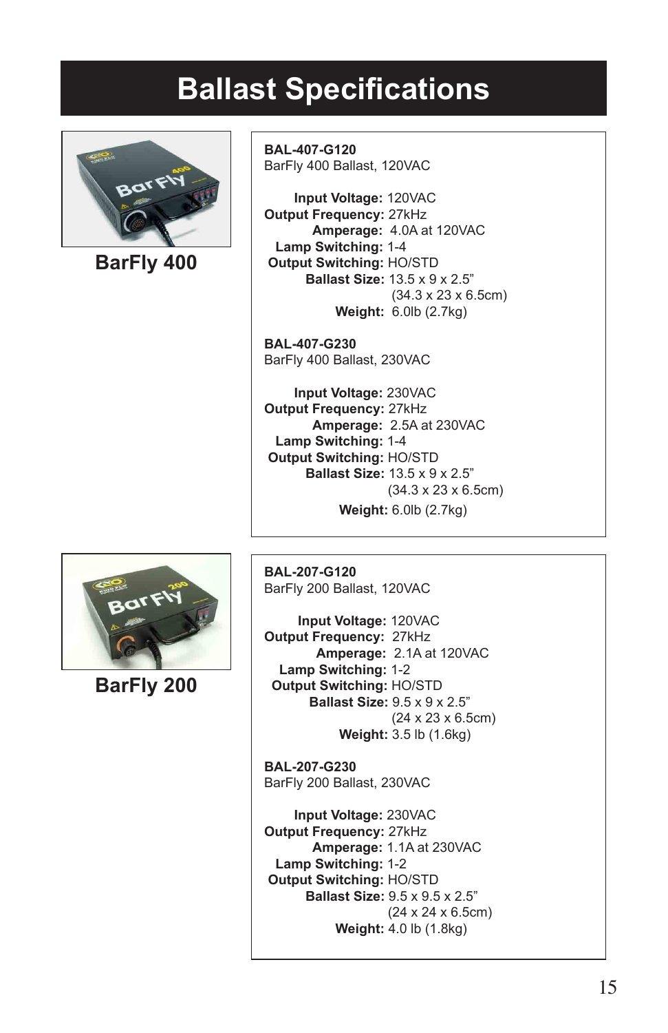# Ballast Specifications

## BarFly 400

**BAL-407-G120**
BarFly 400 Ballast, 120VAC

**Input Voltage:** 120VAC
**Output Frequency:** 27kHz
**Amperage:** 4.0A at 120VAC
**Lamp Switching:** 1-4
**Output Switching:** HO/STD
**Ballast Size:** 13.5 x 9 x 2.5”
(34.3 x 23 x 6.5cm)
**Weight:** 6.0lb (2.7kg)

**BAL-407-G230**
BarFly 400 Ballast, 230VAC

**Input Voltage:** 230VAC
**Output Frequency:** 27kHz
**Amperage:** 2.5A at 230VAC
**Lamp Switching:** 1-4
**Output Switching:** HO/STD
**Ballast Size:** 13.5 x 9 x 2.5”
(34.3 x 23 x 6.5cm)
**Weight:** 6.0lb (2.7kg)

## BarFly 200

**BAL-207-G120**
BarFly 200 Ballast, 120VAC

**Input Voltage:** 120VAC
**Output Frequency:** 27kHz
**Amperage:** 2.1A at 120VAC
**Lamp Switching:** 1-2
**Output Switching:** HO/STD
**Ballast Size:** 9.5 x 9 x 2.5”
(24 x 23 x 6.5cm)
**Weight:** 3.5 lb (1.6kg)

**BAL-207-G230**
BarFly 200 Ballast, 230VAC

**Input Voltage:** 230VAC
**Output Frequency:** 27kHz
**Amperage:** 1.1A at 230VAC
**Lamp Switching:** 1-2
**Output Switching:** HO/STD
**Ballast Size:** 9.5 x 9.5 x 2.5”
(24 x 24 x 6.5cm)
**Weight:** 4.0 lb (1.8kg)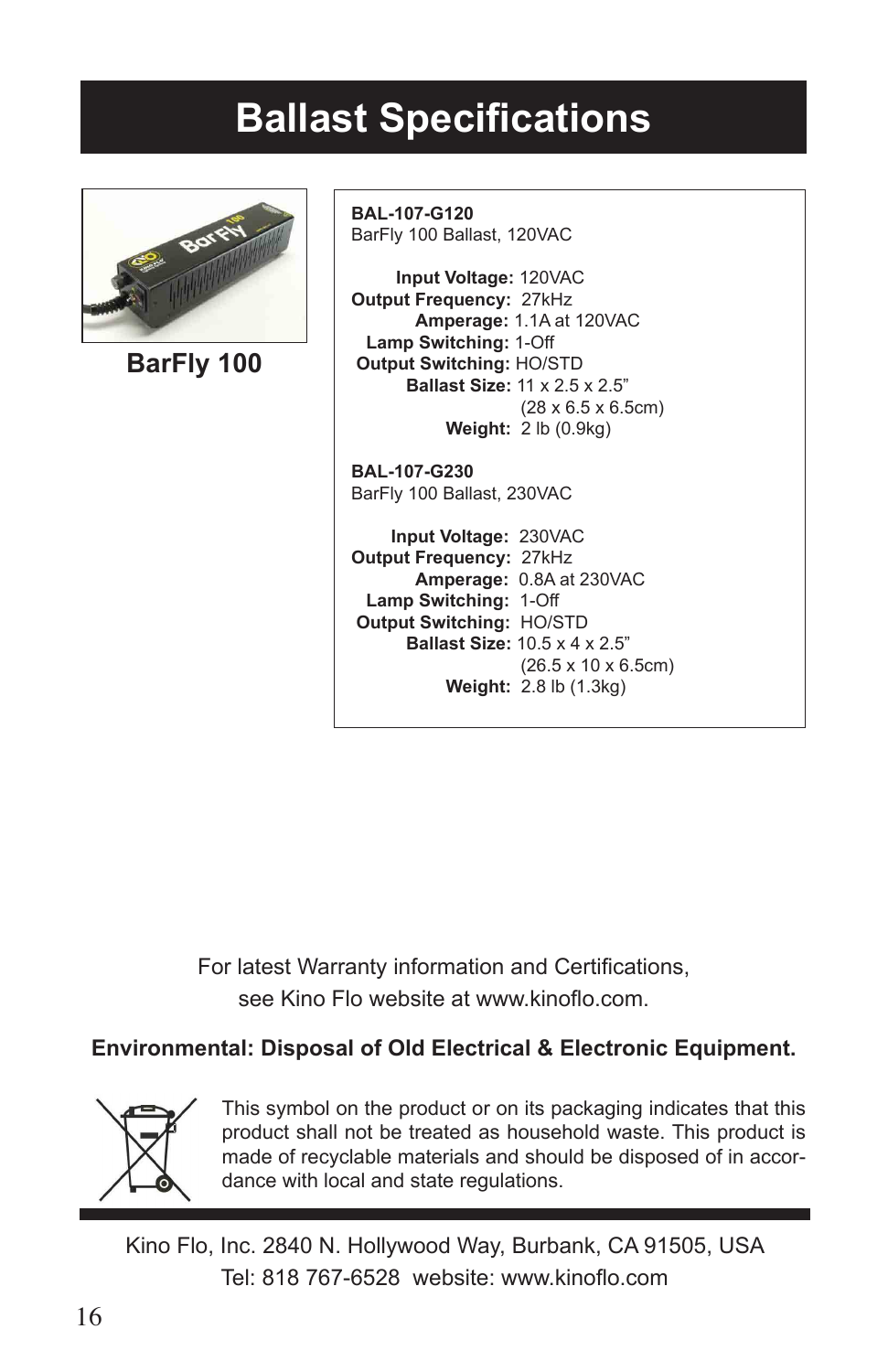# Ballast Specifications

**BarFly 100**

**BAL-107-G120**
BarFly 100 Ballast, 120VAC

**Input Voltage:** 120VAC
**Output Frequency:** 27kHz
**Amperage:** 1.1A at 120VAC
**Lamp Switching:** 1-Off
**Output Switching:** HO/STD
**Ballast Size:** 11 x 2.5 x 2.5”
(28 x 6.5 x 6.5cm)
**Weight:** 2 lb (0.9kg)

**BAL-107-G230**
BarFly 100 Ballast, 230VAC

**Input Voltage:** 230VAC
**Output Frequency:** 27kHz
**Amperage:** 0.8A at 230VAC
**Lamp Switching:** 1-Off
**Output Switching:** HO/STD
**Ballast Size:** 10.5 x 4 x 2.5”
(26.5 x 10 x 6.5cm)
**Weight:** 2.8 lb (1.3kg)

For latest Warranty information and Certifications, see Kino Flo website at www.kinoflo.com.

**Environmental: Disposal of Old Electrical & Electronic Equipment.**

This symbol on the product or on its packaging indicates that this product shall not be treated as household waste. This product is made of recyclable materials and should be disposed of in accordance with local and state regulations.

Kino Flo, Inc. 2840 N. Hollywood Way, Burbank, CA 91505, USA
Tel: 818 767-6528 website: www.kinoflo.com